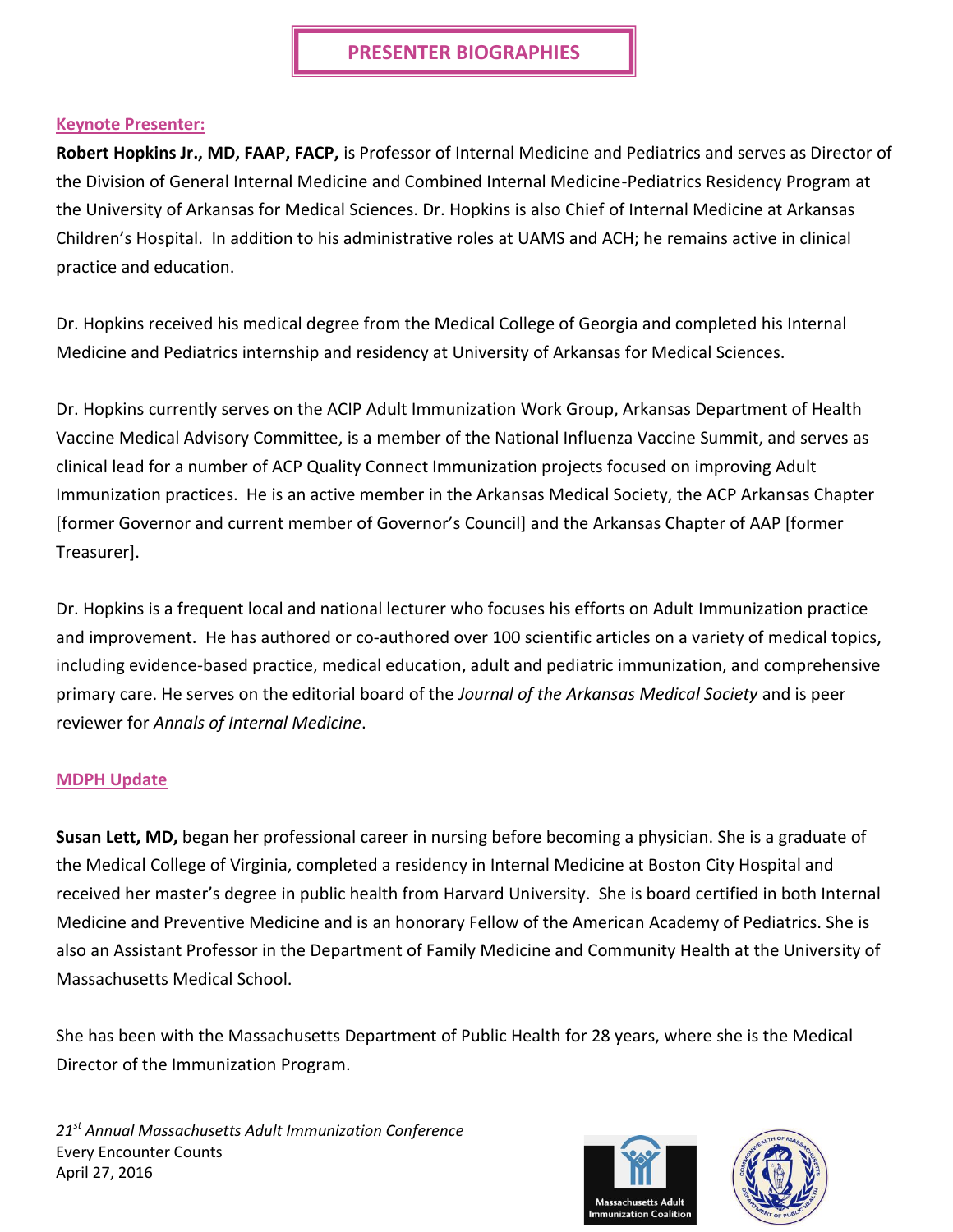# PRESENTER BIOGRAPHIES

## Keynote Presenter:

**Robert Hopkins Jr., MD, FAAP, FACP,** is Professor of Internal Medicine and Pediatrics and serves as Director of the Division of General Internal Medicine and Combined Internal Medicine-Pediatrics Residency Program at the University of Arkansas for Medical Sciences. Dr. Hopkins is also Chief of Internal Medicine at Arkansas Children's Hospital. In addition to his administrative roles at UAMS and ACH; he remains active in clinical practice and education.

Dr. Hopkins received his medical degree from the Medical College of Georgia and completed his Internal Medicine and Pediatrics internship and residency at University of Arkansas for Medical Sciences.

Dr. Hopkins currently serves on the ACIP Adult Immunization Work Group, Arkansas Department of Health Vaccine Medical Advisory Committee, is a member of the National Influenza Vaccine Summit, and serves as clinical lead for a number of ACP Quality Connect Immunization projects focused on improving Adult Immunization practices. He is an active member in the Arkansas Medical Society, the ACP Arkansas Chapter [former Governor and current member of Governor's Council] and the Arkansas Chapter of AAP [former Treasurer].

Dr. Hopkins is a frequent local and national lecturer who focuses his efforts on Adult Immunization practice and improvement. He has authored or co-authored over 100 scientific articles on a variety of medical topics, including evidence-based practice, medical education, adult and pediatric immunization, and comprehensive primary care. He serves on the editorial board of the *Journal of the Arkansas Medical Society* and is peer reviewer for *Annals of Internal Medicine*.

## MDPH Update

**Susan Lett, MD,** began her professional career in nursing before becoming a physician. She is a graduate of the Medical College of Virginia, completed a residency in Internal Medicine at Boston City Hospital and received her master's degree in public health from Harvard University. She is board certified in both Internal Medicine and Preventive Medicine and is an honorary Fellow of the American Academy of Pediatrics. She is also an Assistant Professor in the Department of Family Medicine and Community Health at the University of Massachusetts Medical School.

She has been with the Massachusetts Department of Public Health for 28 years, where she is the Medical Director of the Immunization Program.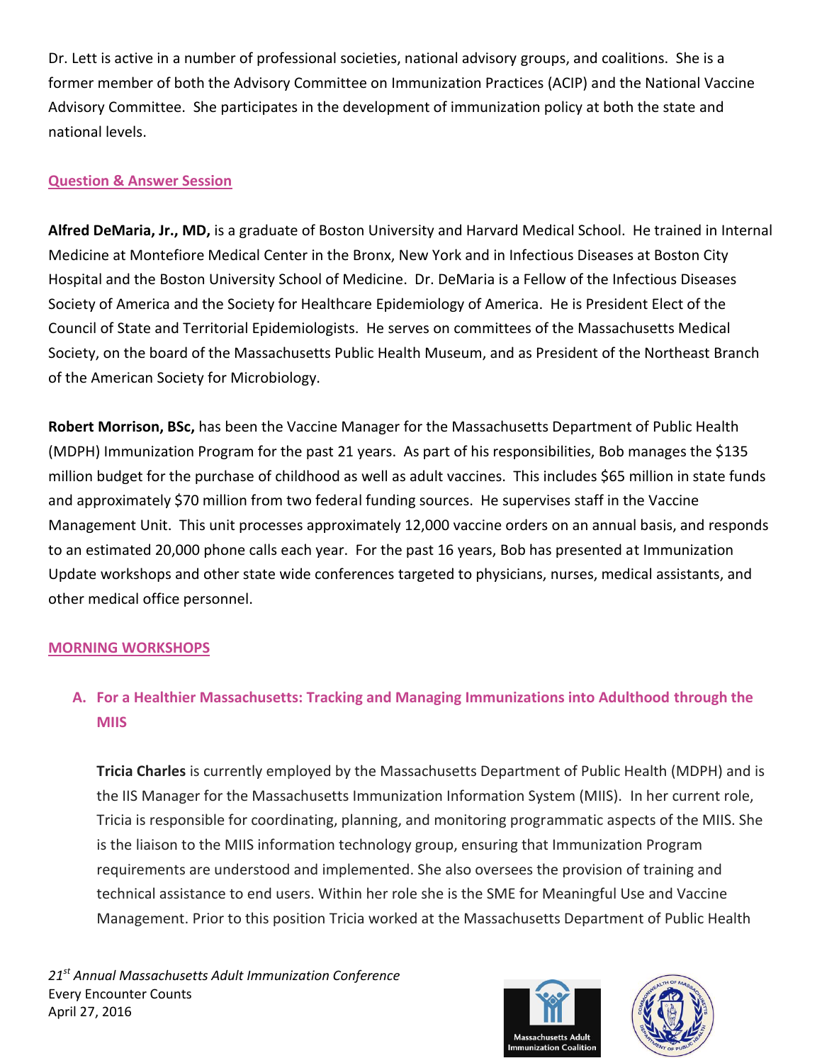Dr. Lett is active in a number of professional societies, national advisory groups, and coalitions. She is a former member of both the Advisory Committee on Immunization Practices (ACIP) and the National Vaccine Advisory Committee. She participates in the development of immunization policy at both the state and national levels.

## Question & Answer Session

**Alfred DeMaria, Jr., MD,** is a graduate of Boston University and Harvard Medical School. He trained in Internal Medicine at Montefiore Medical Center in the Bronx, New York and in Infectious Diseases at Boston City Hospital and the Boston University School of Medicine. Dr. DeMaria is a Fellow of the Infectious Diseases Society of America and the Society for Healthcare Epidemiology of America. He is President Elect of the Council of State and Territorial Epidemiologists. He serves on committees of the Massachusetts Medical Society, on the board of the Massachusetts Public Health Museum, and as President of the Northeast Branch of the American Society for Microbiology.

**Robert Morrison, BSc,** has been the Vaccine Manager for the Massachusetts Department of Public Health (MDPH) Immunization Program for the past 21 years. As part of his responsibilities, Bob manages the $135 million budget for the purchase of childhood as well as adult vaccines. This includes $65 million in state funds and approximately $70 million from two federal funding sources. He supervises staff in the Vaccine Management Unit. This unit processes approximately 12,000 vaccine orders on an annual basis, and responds to an estimated 20,000 phone calls each year. For the past 16 years, Bob has presented at Immunization Update workshops and other state wide conferences targeted to physicians, nurses, medical assistants, and other medical office personnel.

## MORNING WORKSHOPS

### A. For a Healthier Massachusetts: Tracking and Managing Immunizations into Adulthood through the MIIS

**Tricia Charles** is currently employed by the Massachusetts Department of Public Health (MDPH) and is the IIS Manager for the Massachusetts Immunization Information System (MIIS). In her current role, Tricia is responsible for coordinating, planning, and monitoring programmatic aspects of the MIIS. She is the liaison to the MIIS information technology group, ensuring that Immunization Program requirements are understood and implemented. She also oversees the provision of training and technical assistance to end users. Within her role she is the SME for Meaningful Use and Vaccine Management. Prior to this position Tricia worked at the Massachusetts Department of Public Health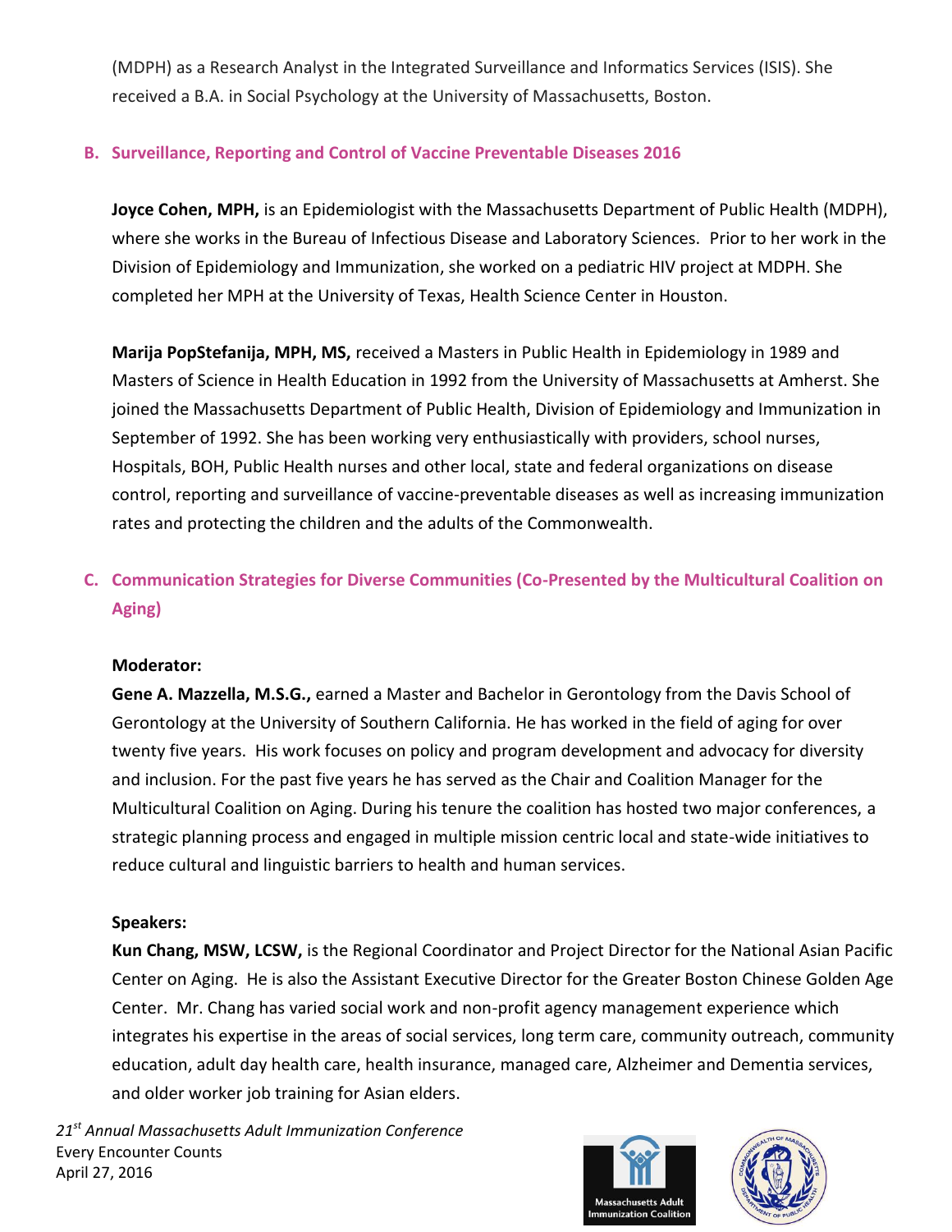(MDPH) as a Research Analyst in the Integrated Surveillance and Informatics Services (ISIS). She received a B.A. in Social Psychology at the University of Massachusetts, Boston.

## B. Surveillance, Reporting and Control of Vaccine Preventable Diseases 2016

**Joyce Cohen, MPH,** is an Epidemiologist with the Massachusetts Department of Public Health (MDPH), where she works in the Bureau of Infectious Disease and Laboratory Sciences. Prior to her work in the Division of Epidemiology and Immunization, she worked on a pediatric HIV project at MDPH. She completed her MPH at the University of Texas, Health Science Center in Houston.

**Marija PopStefanija, MPH, MS,** received a Masters in Public Health in Epidemiology in 1989 and Masters of Science in Health Education in 1992 from the University of Massachusetts at Amherst. She joined the Massachusetts Department of Public Health, Division of Epidemiology and Immunization in September of 1992. She has been working very enthusiastically with providers, school nurses, Hospitals, BOH, Public Health nurses and other local, state and federal organizations on disease control, reporting and surveillance of vaccine-preventable diseases as well as increasing immunization rates and protecting the children and the adults of the Commonwealth.

## C. Communication Strategies for Diverse Communities (Co-Presented by the Multicultural Coalition on Aging)

**Moderator:**

**Gene A. Mazzella, M.S.G.,** earned a Master and Bachelor in Gerontology from the Davis School of Gerontology at the University of Southern California. He has worked in the field of aging for over twenty five years. His work focuses on policy and program development and advocacy for diversity and inclusion. For the past five years he has served as the Chair and Coalition Manager for the Multicultural Coalition on Aging. During his tenure the coalition has hosted two major conferences, a strategic planning process and engaged in multiple mission centric local and state-wide initiatives to reduce cultural and linguistic barriers to health and human services.

**Speakers:**

**Kun Chang, MSW, LCSW,** is the Regional Coordinator and Project Director for the National Asian Pacific Center on Aging. He is also the Assistant Executive Director for the Greater Boston Chinese Golden Age Center. Mr. Chang has varied social work and non-profit agency management experience which integrates his expertise in the areas of social services, long term care, community outreach, community education, adult day health care, health insurance, managed care, Alzheimer and Dementia services, and older worker job training for Asian elders.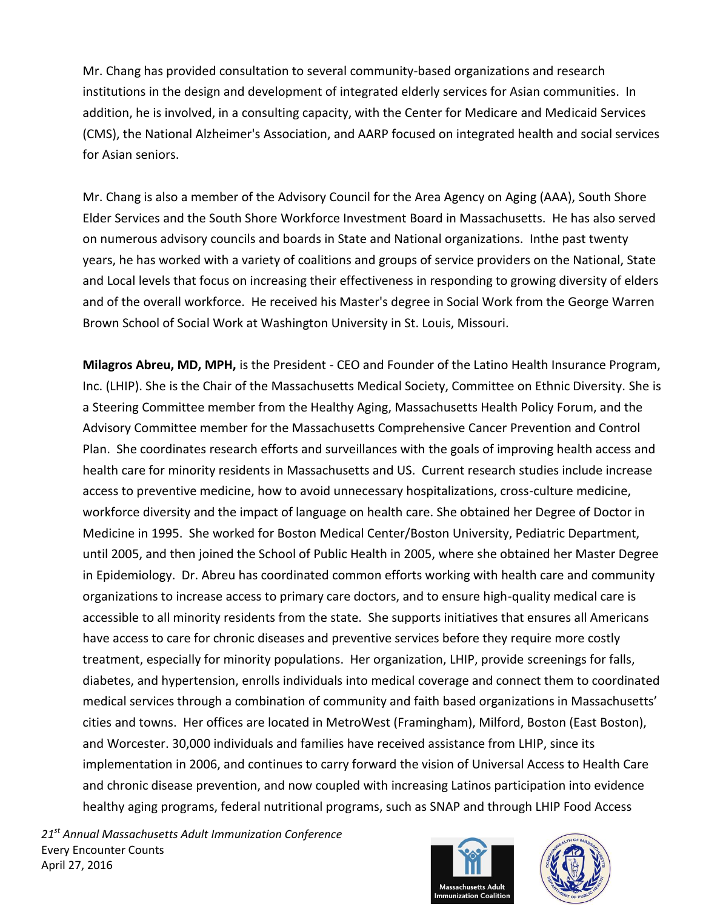Mr. Chang has provided consultation to several community-based organizations and research institutions in the design and development of integrated elderly services for Asian communities. In addition, he is involved, in a consulting capacity, with the Center for Medicare and Medicaid Services (CMS), the National Alzheimer's Association, and AARP focused on integrated health and social services for Asian seniors.

Mr. Chang is also a member of the Advisory Council for the Area Agency on Aging (AAA), South Shore Elder Services and the South Shore Workforce Investment Board in Massachusetts. He has also served on numerous advisory councils and boards in State and National organizations. Inthe past twenty years, he has worked with a variety of coalitions and groups of service providers on the National, State and Local levels that focus on increasing their effectiveness in responding to growing diversity of elders and of the overall workforce. He received his Master's degree in Social Work from the George Warren Brown School of Social Work at Washington University in St. Louis, Missouri.

**Milagros Abreu, MD, MPH,** is the President - CEO and Founder of the Latino Health Insurance Program, Inc. (LHIP). She is the Chair of the Massachusetts Medical Society, Committee on Ethnic Diversity. She is a Steering Committee member from the Healthy Aging, Massachusetts Health Policy Forum, and the Advisory Committee member for the Massachusetts Comprehensive Cancer Prevention and Control Plan. She coordinates research efforts and surveillances with the goals of improving health access and health care for minority residents in Massachusetts and US. Current research studies include increase access to preventive medicine, how to avoid unnecessary hospitalizations, cross-culture medicine, workforce diversity and the impact of language on health care. She obtained her Degree of Doctor in Medicine in 1995. She worked for Boston Medical Center/Boston University, Pediatric Department, until 2005, and then joined the School of Public Health in 2005, where she obtained her Master Degree in Epidemiology. Dr. Abreu has coordinated common efforts working with health care and community organizations to increase access to primary care doctors, and to ensure high-quality medical care is accessible to all minority residents from the state. She supports initiatives that ensures all Americans have access to care for chronic diseases and preventive services before they require more costly treatment, especially for minority populations. Her organization, LHIP, provide screenings for falls, diabetes, and hypertension, enrolls individuals into medical coverage and connect them to coordinated medical services through a combination of community and faith based organizations in Massachusetts' cities and towns. Her offices are located in MetroWest (Framingham), Milford, Boston (East Boston), and Worcester. 30,000 individuals and families have received assistance from LHIP, since its implementation in 2006, and continues to carry forward the vision of Universal Access to Health Care and chronic disease prevention, and now coupled with increasing Latinos participation into evidence healthy aging programs, federal nutritional programs, such as SNAP and through LHIP Food Access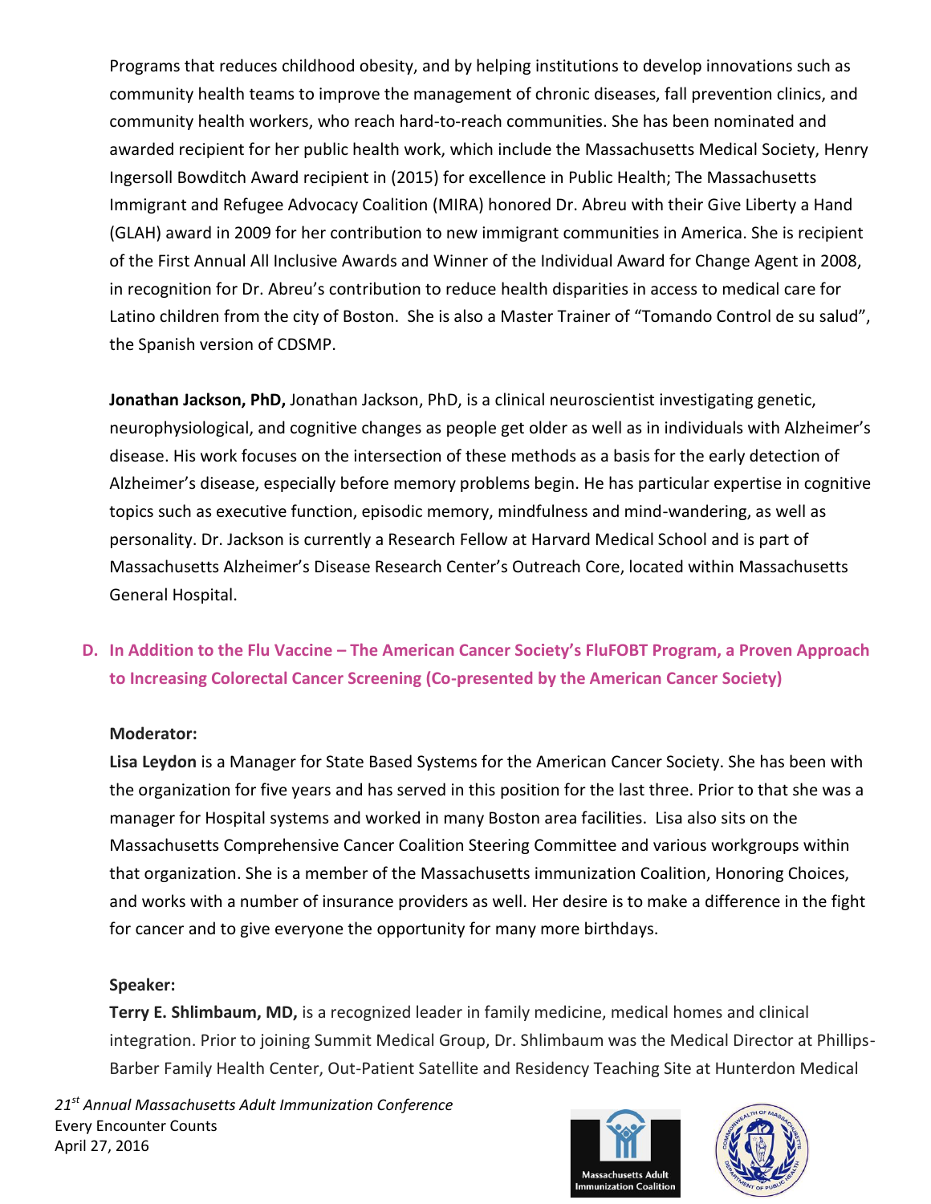Programs that reduces childhood obesity, and by helping institutions to develop innovations such as community health teams to improve the management of chronic diseases, fall prevention clinics, and community health workers, who reach hard-to-reach communities. She has been nominated and awarded recipient for her public health work, which include the Massachusetts Medical Society, Henry Ingersoll Bowditch Award recipient in (2015) for excellence in Public Health; The Massachusetts Immigrant and Refugee Advocacy Coalition (MIRA) honored Dr. Abreu with their Give Liberty a Hand (GLAH) award in 2009 for her contribution to new immigrant communities in America. She is recipient of the First Annual All Inclusive Awards and Winner of the Individual Award for Change Agent in 2008, in recognition for Dr. Abreu's contribution to reduce health disparities in access to medical care for Latino children from the city of Boston. She is also a Master Trainer of "Tomando Control de su salud", the Spanish version of CDSMP.

**Jonathan Jackson, PhD,** Jonathan Jackson, PhD, is a clinical neuroscientist investigating genetic, neurophysiological, and cognitive changes as people get older as well as in individuals with Alzheimer's disease. His work focuses on the intersection of these methods as a basis for the early detection of Alzheimer's disease, especially before memory problems begin. He has particular expertise in cognitive topics such as executive function, episodic memory, mindfulness and mind-wandering, as well as personality. Dr. Jackson is currently a Research Fellow at Harvard Medical School and is part of Massachusetts Alzheimer's Disease Research Center's Outreach Core, located within Massachusetts General Hospital.

### D. In Addition to the Flu Vaccine – The American Cancer Society's FluFOBT Program, a Proven Approach to Increasing Colorectal Cancer Screening (Co-presented by the American Cancer Society)

**Moderator:**

**Lisa Leydon** is a Manager for State Based Systems for the American Cancer Society. She has been with the organization for five years and has served in this position for the last three. Prior to that she was a manager for Hospital systems and worked in many Boston area facilities. Lisa also sits on the Massachusetts Comprehensive Cancer Coalition Steering Committee and various workgroups within that organization. She is a member of the Massachusetts immunization Coalition, Honoring Choices, and works with a number of insurance providers as well. Her desire is to make a difference in the fight for cancer and to give everyone the opportunity for many more birthdays.

**Speaker:**

**Terry E. Shlimbaum, MD,** is a recognized leader in family medicine, medical homes and clinical integration. Prior to joining Summit Medical Group, Dr. Shlimbaum was the Medical Director at Phillips-Barber Family Health Center, Out-Patient Satellite and Residency Teaching Site at Hunterdon Medical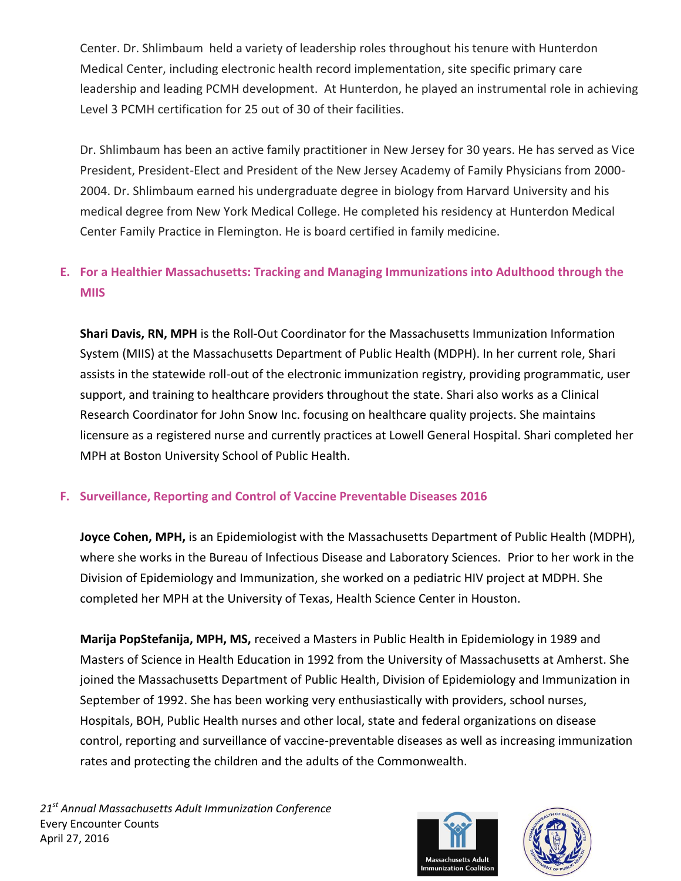Center. Dr. Shlimbaum held a variety of leadership roles throughout his tenure with Hunterdon Medical Center, including electronic health record implementation, site specific primary care leadership and leading PCMH development. At Hunterdon, he played an instrumental role in achieving Level 3 PCMH certification for 25 out of 30 of their facilities.

Dr. Shlimbaum has been an active family practitioner in New Jersey for 30 years. He has served as Vice President, President-Elect and President of the New Jersey Academy of Family Physicians from 2000-2004. Dr. Shlimbaum earned his undergraduate degree in biology from Harvard University and his medical degree from New York Medical College. He completed his residency at Hunterdon Medical Center Family Practice in Flemington. He is board certified in family medicine.

### E. For a Healthier Massachusetts: Tracking and Managing Immunizations into Adulthood through the MIIS

**Shari Davis, RN, MPH** is the Roll-Out Coordinator for the Massachusetts Immunization Information System (MIIS) at the Massachusetts Department of Public Health (MDPH). In her current role, Shari assists in the statewide roll-out of the electronic immunization registry, providing programmatic, user support, and training to healthcare providers throughout the state. Shari also works as a Clinical Research Coordinator for John Snow Inc. focusing on healthcare quality projects. She maintains licensure as a registered nurse and currently practices at Lowell General Hospital. Shari completed her MPH at Boston University School of Public Health.

### F. Surveillance, Reporting and Control of Vaccine Preventable Diseases 2016

**Joyce Cohen, MPH,** is an Epidemiologist with the Massachusetts Department of Public Health (MDPH), where she works in the Bureau of Infectious Disease and Laboratory Sciences. Prior to her work in the Division of Epidemiology and Immunization, she worked on a pediatric HIV project at MDPH. She completed her MPH at the University of Texas, Health Science Center in Houston.

**Marija PopStefanija, MPH, MS,** received a Masters in Public Health in Epidemiology in 1989 and Masters of Science in Health Education in 1992 from the University of Massachusetts at Amherst. She joined the Massachusetts Department of Public Health, Division of Epidemiology and Immunization in September of 1992. She has been working very enthusiastically with providers, school nurses, Hospitals, BOH, Public Health nurses and other local, state and federal organizations on disease control, reporting and surveillance of vaccine-preventable diseases as well as increasing immunization rates and protecting the children and the adults of the Commonwealth.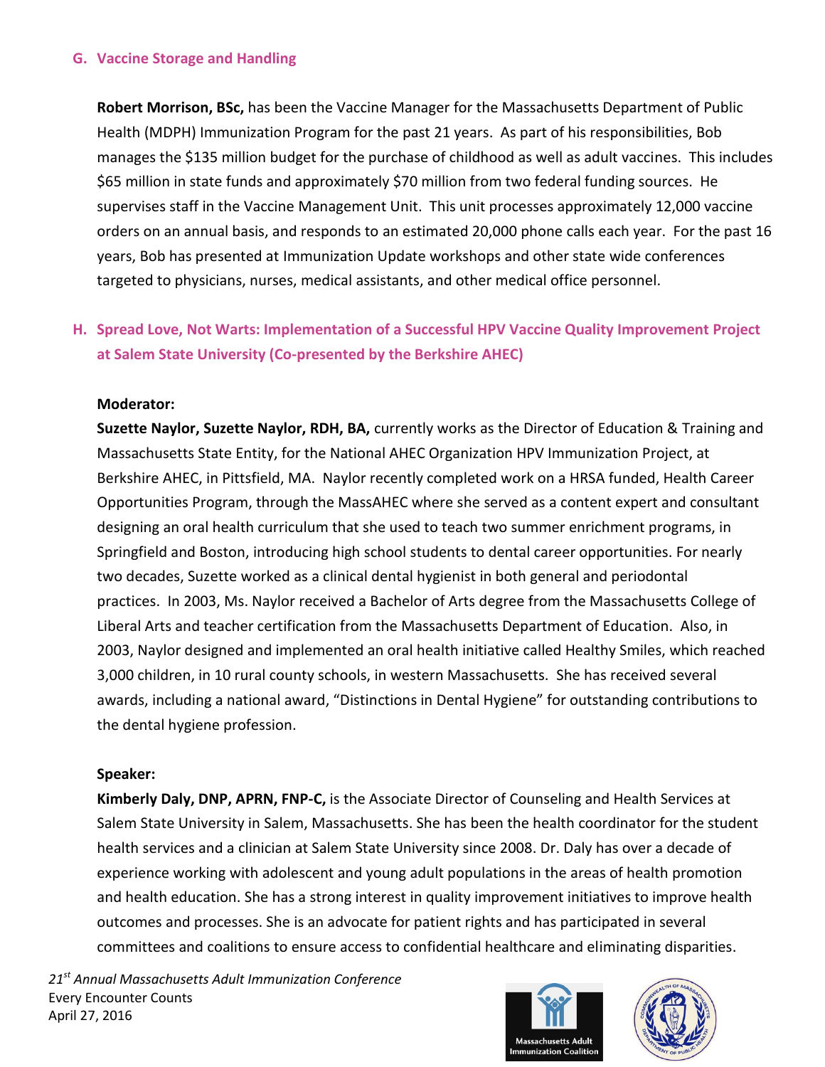## G. Vaccine Storage and Handling

**Robert Morrison, BSc,** has been the Vaccine Manager for the Massachusetts Department of Public Health (MDPH) Immunization Program for the past 21 years. As part of his responsibilities, Bob manages the $135 million budget for the purchase of childhood as well as adult vaccines. This includes $65 million in state funds and approximately $70 million from two federal funding sources. He supervises staff in the Vaccine Management Unit. This unit processes approximately 12,000 vaccine orders on an annual basis, and responds to an estimated 20,000 phone calls each year. For the past 16 years, Bob has presented at Immunization Update workshops and other state wide conferences targeted to physicians, nurses, medical assistants, and other medical office personnel.

## H. Spread Love, Not Warts: Implementation of a Successful HPV Vaccine Quality Improvement Project at Salem State University (Co-presented by the Berkshire AHEC)

**Moderator:**

**Suzette Naylor, Suzette Naylor, RDH, BA,** currently works as the Director of Education & Training and Massachusetts State Entity, for the National AHEC Organization HPV Immunization Project, at Berkshire AHEC, in Pittsfield, MA. Naylor recently completed work on a HRSA funded, Health Career Opportunities Program, through the MassAHEC where she served as a content expert and consultant designing an oral health curriculum that she used to teach two summer enrichment programs, in Springfield and Boston, introducing high school students to dental career opportunities. For nearly two decades, Suzette worked as a clinical dental hygienist in both general and periodontal practices. In 2003, Ms. Naylor received a Bachelor of Arts degree from the Massachusetts College of Liberal Arts and teacher certification from the Massachusetts Department of Education. Also, in 2003, Naylor designed and implemented an oral health initiative called Healthy Smiles, which reached 3,000 children, in 10 rural county schools, in western Massachusetts. She has received several awards, including a national award, "Distinctions in Dental Hygiene" for outstanding contributions to the dental hygiene profession.

**Speaker:**

**Kimberly Daly, DNP, APRN, FNP-C,** is the Associate Director of Counseling and Health Services at Salem State University in Salem, Massachusetts. She has been the health coordinator for the student health services and a clinician at Salem State University since 2008. Dr. Daly has over a decade of experience working with adolescent and young adult populations in the areas of health promotion and health education. She has a strong interest in quality improvement initiatives to improve health outcomes and processes. She is an advocate for patient rights and has participated in several committees and coalitions to ensure access to confidential healthcare and eliminating disparities.